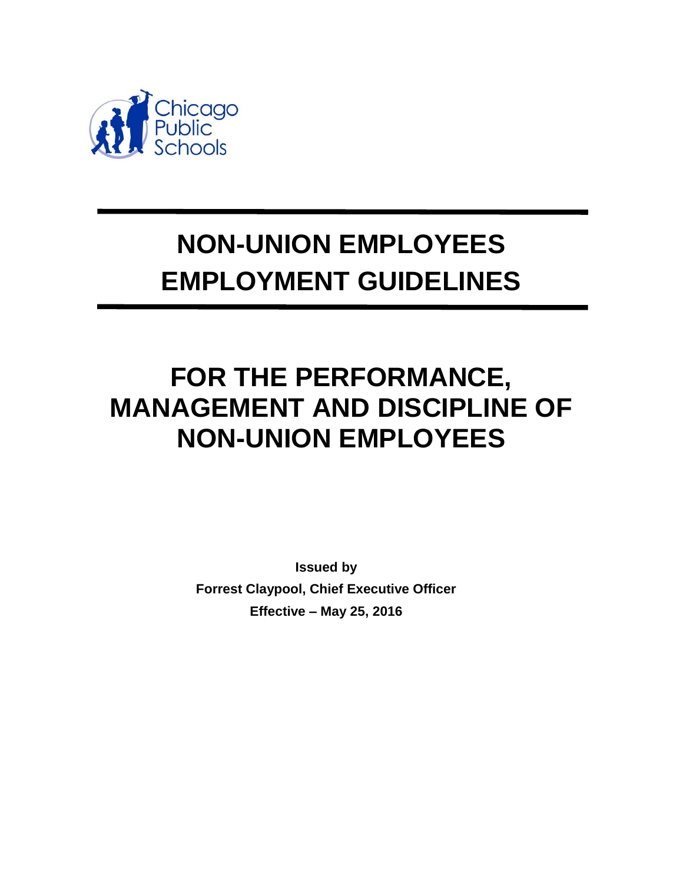Chicago Public Schools

# NON-UNION EMPLOYEES EMPLOYMENT GUIDELINES

# FOR THE PERFORMANCE, MANAGEMENT AND DISCIPLINE OF NON-UNION EMPLOYEES

**Issued by**

**Forrest Claypool, Chief Executive Officer**

**Effective – May 25, 2016**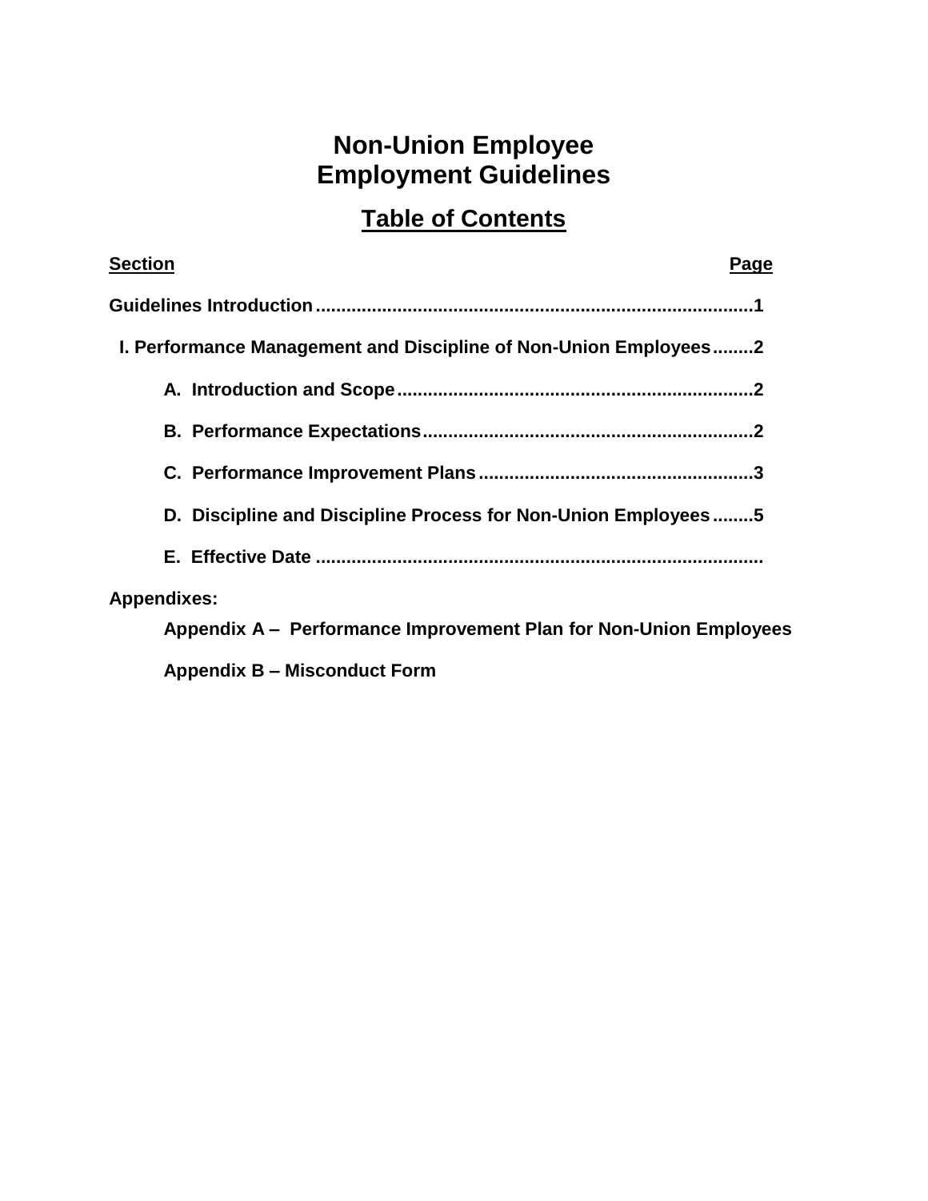# Non-Union Employee Employment Guidelines

## Table of Contents

| Section | Page |
| --- | --- |
| **Guidelines Introduction** | **1** |
| **I. Performance Management and Discipline of Non-Union Employees** | **2** |
| **A. Introduction and Scope** | **2** |
| **B. Performance Expectations** | **2** |
| **C. Performance Improvement Plans** | **3** |
| **D. Discipline and Discipline Process for Non-Union Employees** | **5** |
| **E. Effective Date** | |

**Appendixes:**

**Appendix A – Performance Improvement Plan for Non-Union Employees**

**Appendix B – Misconduct Form**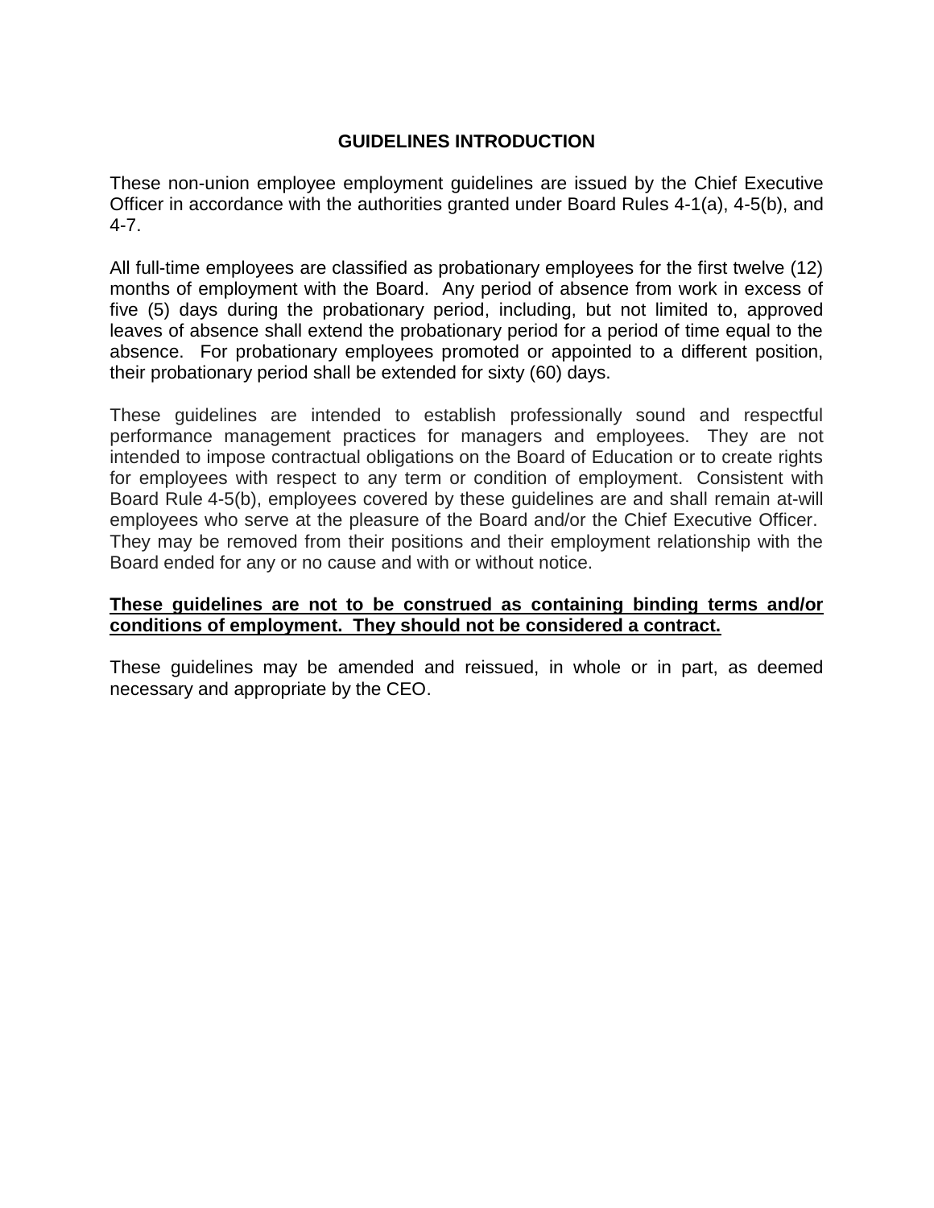## GUIDELINES INTRODUCTION

These non-union employee employment guidelines are issued by the Chief Executive Officer in accordance with the authorities granted under Board Rules 4-1(a), 4-5(b), and 4-7.

All full-time employees are classified as probationary employees for the first twelve (12) months of employment with the Board. Any period of absence from work in excess of five (5) days during the probationary period, including, but not limited to, approved leaves of absence shall extend the probationary period for a period of time equal to the absence. For probationary employees promoted or appointed to a different position, their probationary period shall be extended for sixty (60) days.

These guidelines are intended to establish professionally sound and respectful performance management practices for managers and employees. They are not intended to impose contractual obligations on the Board of Education or to create rights for employees with respect to any term or condition of employment. Consistent with Board Rule 4-5(b), employees covered by these guidelines are and shall remain at-will employees who serve at the pleasure of the Board and/or the Chief Executive Officer. They may be removed from their positions and their employment relationship with the Board ended for any or no cause and with or without notice.

**<u>These guidelines are not to be construed as containing binding terms and/or conditions of employment. They should not be considered a contract.</u>**

These guidelines may be amended and reissued, in whole or in part, as deemed necessary and appropriate by the CEO.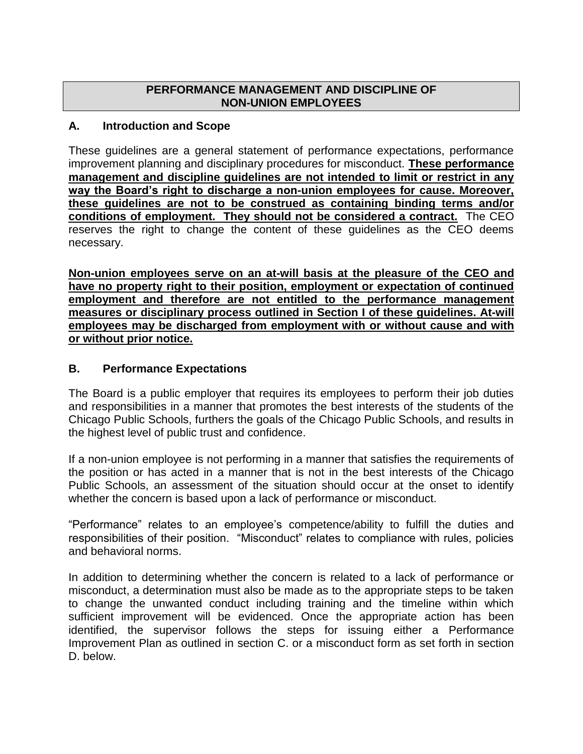## PERFORMANCE MANAGEMENT AND DISCIPLINE OF NON-UNION EMPLOYEES

### A. Introduction and Scope

These guidelines are a general statement of performance expectations, performance improvement planning and disciplinary procedures for misconduct. **These performance management and discipline guidelines are not intended to limit or restrict in any way the Board's right to discharge a non-union employees for cause. Moreover, these guidelines are not to be construed as containing binding terms and/or conditions of employment. They should not be considered a contract.** The CEO reserves the right to change the content of these guidelines as the CEO deems necessary.

**Non-union employees serve on an at-will basis at the pleasure of the CEO and have no property right to their position, employment or expectation of continued employment and therefore are not entitled to the performance management measures or disciplinary process outlined in Section I of these guidelines. At-will employees may be discharged from employment with or without cause and with or without prior notice.**

### B. Performance Expectations

The Board is a public employer that requires its employees to perform their job duties and responsibilities in a manner that promotes the best interests of the students of the Chicago Public Schools, furthers the goals of the Chicago Public Schools, and results in the highest level of public trust and confidence.

If a non-union employee is not performing in a manner that satisfies the requirements of the position or has acted in a manner that is not in the best interests of the Chicago Public Schools, an assessment of the situation should occur at the onset to identify whether the concern is based upon a lack of performance or misconduct.

"Performance" relates to an employee's competence/ability to fulfill the duties and responsibilities of their position. "Misconduct" relates to compliance with rules, policies and behavioral norms.

In addition to determining whether the concern is related to a lack of performance or misconduct, a determination must also be made as to the appropriate steps to be taken to change the unwanted conduct including training and the timeline within which sufficient improvement will be evidenced. Once the appropriate action has been identified, the supervisor follows the steps for issuing either a Performance Improvement Plan as outlined in section C. or a misconduct form as set forth in section D. below.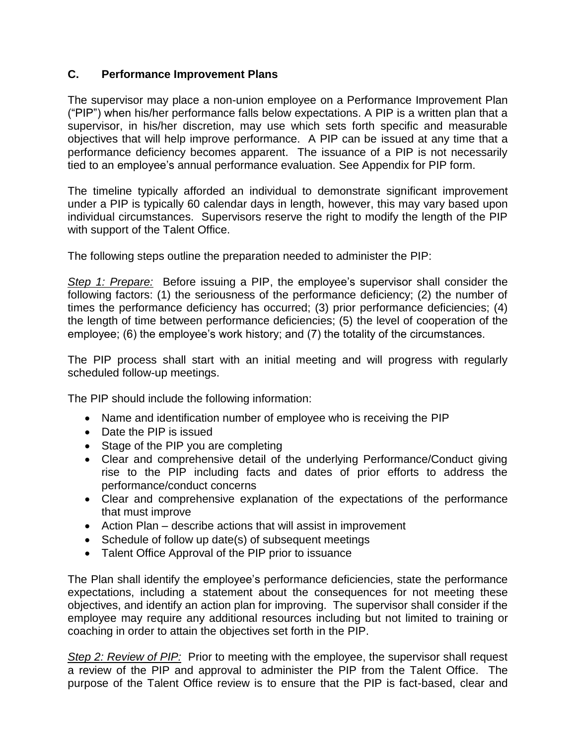### C. Performance Improvement Plans

The supervisor may place a non-union employee on a Performance Improvement Plan ("PIP") when his/her performance falls below expectations. A PIP is a written plan that a supervisor, in his/her discretion, may use which sets forth specific and measurable objectives that will help improve performance. A PIP can be issued at any time that a performance deficiency becomes apparent. The issuance of a PIP is not necessarily tied to an employee's annual performance evaluation. See Appendix for PIP form.

The timeline typically afforded an individual to demonstrate significant improvement under a PIP is typically 60 calendar days in length, however, this may vary based upon individual circumstances. Supervisors reserve the right to modify the length of the PIP with support of the Talent Office.

The following steps outline the preparation needed to administer the PIP:

*Step 1: Prepare:* Before issuing a PIP, the employee's supervisor shall consider the following factors: (1) the seriousness of the performance deficiency; (2) the number of times the performance deficiency has occurred; (3) prior performance deficiencies; (4) the length of time between performance deficiencies; (5) the level of cooperation of the employee; (6) the employee's work history; and (7) the totality of the circumstances.

The PIP process shall start with an initial meeting and will progress with regularly scheduled follow-up meetings.

The PIP should include the following information:

- Name and identification number of employee who is receiving the PIP
- Date the PIP is issued
- Stage of the PIP you are completing
- Clear and comprehensive detail of the underlying Performance/Conduct giving rise to the PIP including facts and dates of prior efforts to address the performance/conduct concerns
- Clear and comprehensive explanation of the expectations of the performance that must improve
- Action Plan – describe actions that will assist in improvement
- Schedule of follow up date(s) of subsequent meetings
- Talent Office Approval of the PIP prior to issuance

The Plan shall identify the employee's performance deficiencies, state the performance expectations, including a statement about the consequences for not meeting these objectives, and identify an action plan for improving. The supervisor shall consider if the employee may require any additional resources including but not limited to training or coaching in order to attain the objectives set forth in the PIP.

*Step 2: Review of PIP:* Prior to meeting with the employee, the supervisor shall request a review of the PIP and approval to administer the PIP from the Talent Office. The purpose of the Talent Office review is to ensure that the PIP is fact-based, clear and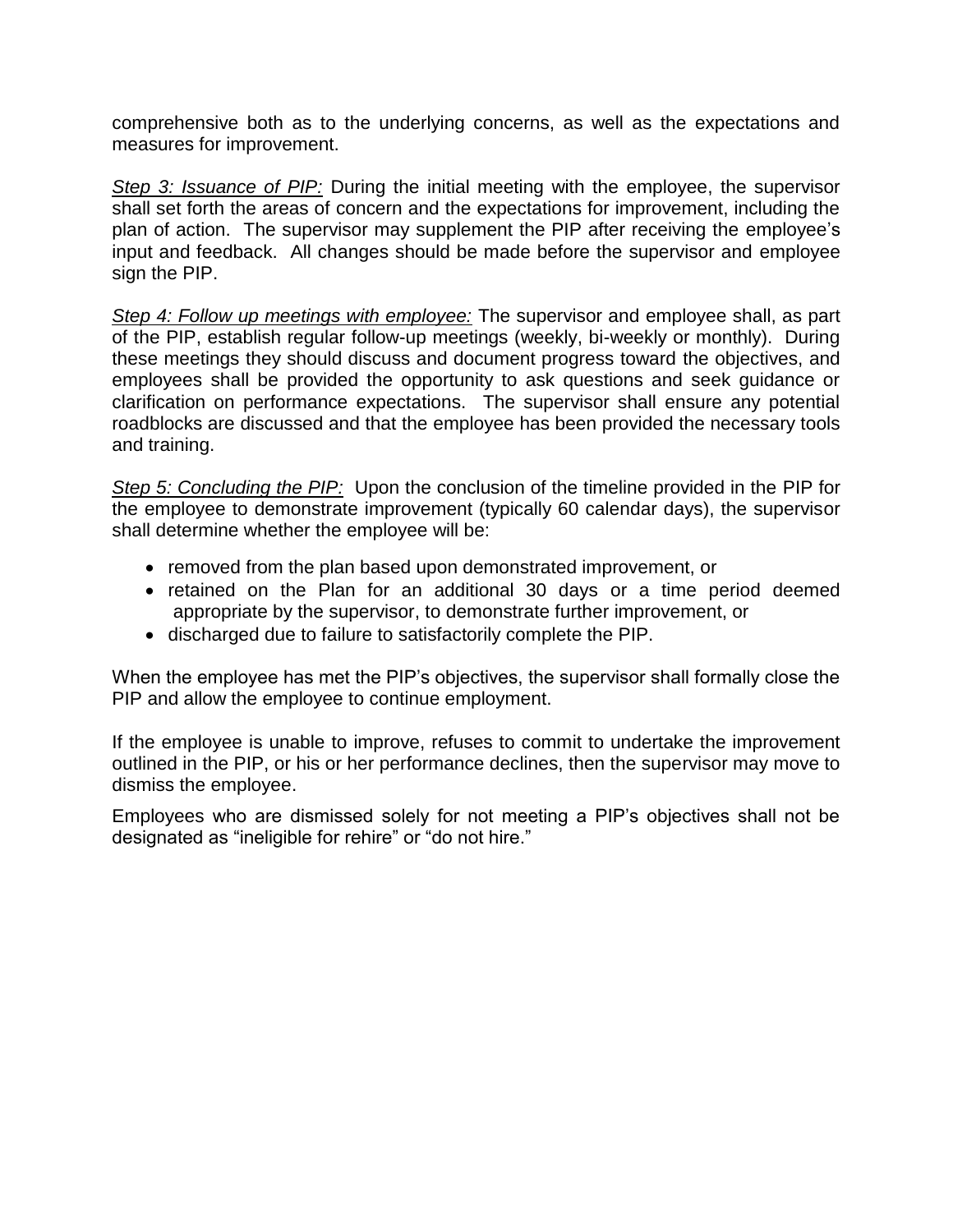comprehensive both as to the underlying concerns, as well as the expectations and measures for improvement.

*Step 3: Issuance of PIP:* During the initial meeting with the employee, the supervisor shall set forth the areas of concern and the expectations for improvement, including the plan of action. The supervisor may supplement the PIP after receiving the employee's input and feedback. All changes should be made before the supervisor and employee sign the PIP.

*Step 4: Follow up meetings with employee:* The supervisor and employee shall, as part of the PIP, establish regular follow-up meetings (weekly, bi-weekly or monthly). During these meetings they should discuss and document progress toward the objectives, and employees shall be provided the opportunity to ask questions and seek guidance or clarification on performance expectations. The supervisor shall ensure any potential roadblocks are discussed and that the employee has been provided the necessary tools and training.

*Step 5: Concluding the PIP:* Upon the conclusion of the timeline provided in the PIP for the employee to demonstrate improvement (typically 60 calendar days), the supervisor shall determine whether the employee will be:

- removed from the plan based upon demonstrated improvement, or
- retained on the Plan for an additional 30 days or a time period deemed appropriate by the supervisor, to demonstrate further improvement, or
- discharged due to failure to satisfactorily complete the PIP.

When the employee has met the PIP's objectives, the supervisor shall formally close the PIP and allow the employee to continue employment.

If the employee is unable to improve, refuses to commit to undertake the improvement outlined in the PIP, or his or her performance declines, then the supervisor may move to dismiss the employee.

Employees who are dismissed solely for not meeting a PIP's objectives shall not be designated as "ineligible for rehire" or "do not hire."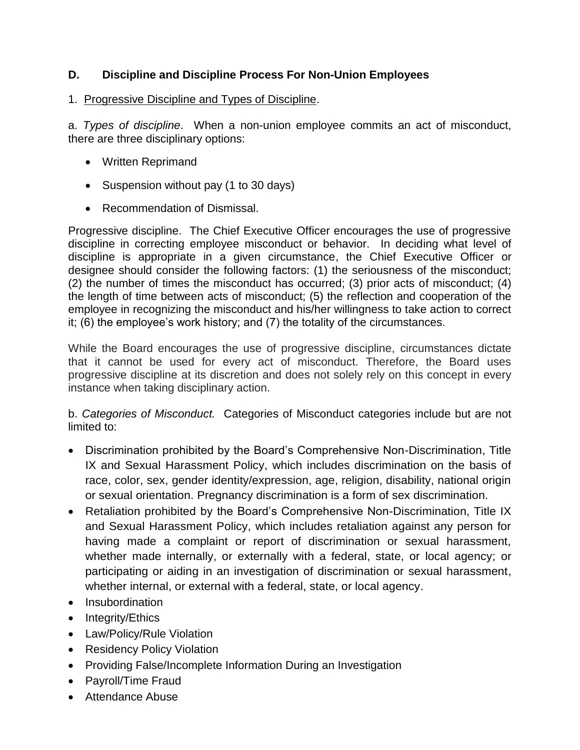## D. Discipline and Discipline Process For Non-Union Employees

1. Progressive Discipline and Types of Discipline.

a. *Types of discipline*. When a non-union employee commits an act of misconduct, there are three disciplinary options:

- Written Reprimand
- Suspension without pay (1 to 30 days)
- Recommendation of Dismissal.

Progressive discipline. The Chief Executive Officer encourages the use of progressive discipline in correcting employee misconduct or behavior. In deciding what level of discipline is appropriate in a given circumstance, the Chief Executive Officer or designee should consider the following factors: (1) the seriousness of the misconduct; (2) the number of times the misconduct has occurred; (3) prior acts of misconduct; (4) the length of time between acts of misconduct; (5) the reflection and cooperation of the employee in recognizing the misconduct and his/her willingness to take action to correct it; (6) the employee's work history; and (7) the totality of the circumstances.

While the Board encourages the use of progressive discipline, circumstances dictate that it cannot be used for every act of misconduct. Therefore, the Board uses progressive discipline at its discretion and does not solely rely on this concept in every instance when taking disciplinary action.

b. *Categories of Misconduct.* Categories of Misconduct categories include but are not limited to:

- Discrimination prohibited by the Board's Comprehensive Non-Discrimination, Title IX and Sexual Harassment Policy, which includes discrimination on the basis of race, color, sex, gender identity/expression, age, religion, disability, national origin or sexual orientation. Pregnancy discrimination is a form of sex discrimination.
- Retaliation prohibited by the Board's Comprehensive Non-Discrimination, Title IX and Sexual Harassment Policy, which includes retaliation against any person for having made a complaint or report of discrimination or sexual harassment, whether made internally, or externally with a federal, state, or local agency; or participating or aiding in an investigation of discrimination or sexual harassment, whether internal, or external with a federal, state, or local agency.
- Insubordination
- Integrity/Ethics
- Law/Policy/Rule Violation
- Residency Policy Violation
- Providing False/Incomplete Information During an Investigation
- Payroll/Time Fraud
- Attendance Abuse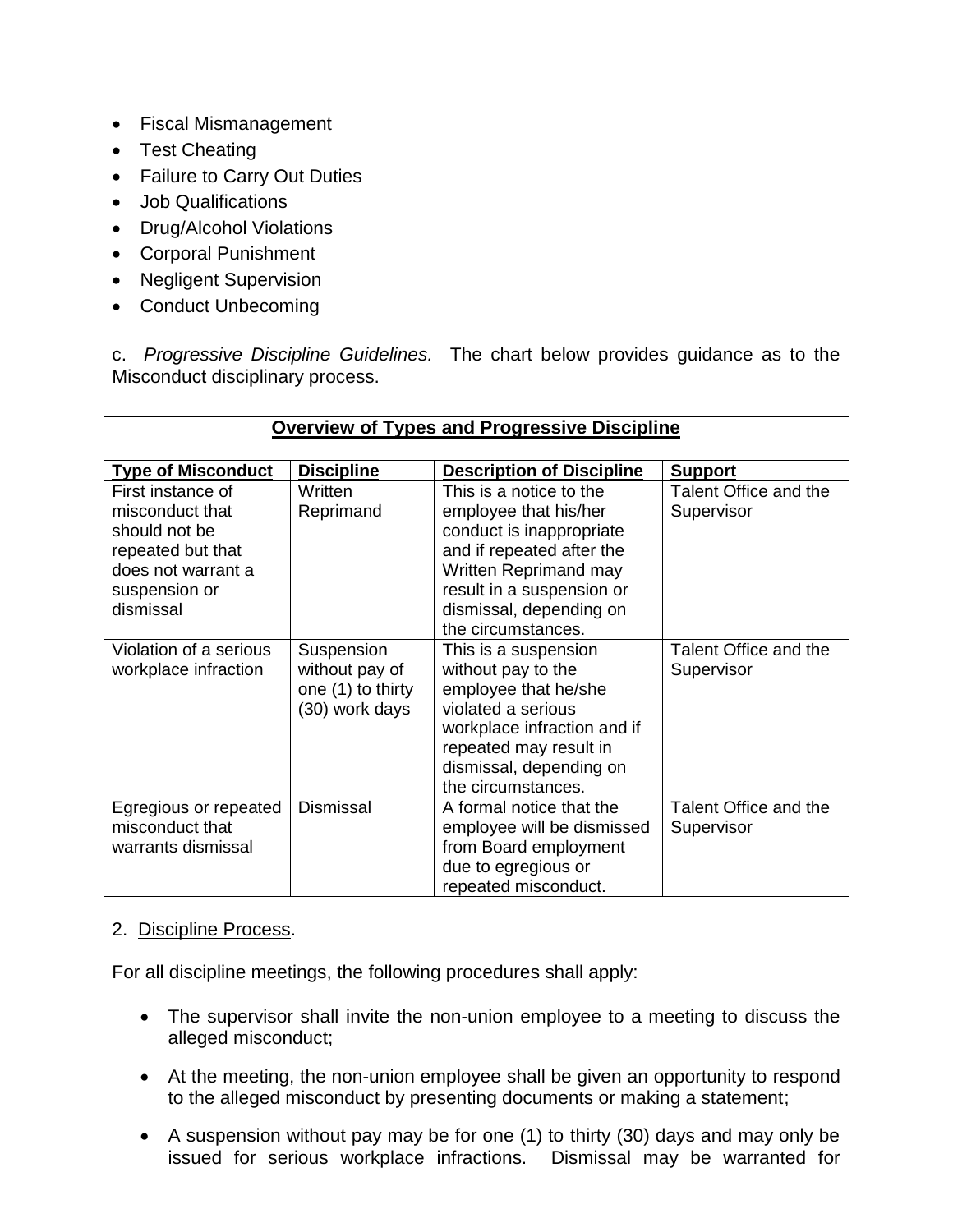- Fiscal Mismanagement
- Test Cheating
- Failure to Carry Out Duties
- Job Qualifications
- Drug/Alcohol Violations
- Corporal Punishment
- Negligent Supervision
- Conduct Unbecoming

c. *Progressive Discipline Guidelines.* The chart below provides guidance as to the Misconduct disciplinary process.

| **Overview of Types and Progressive Discipline** | | | |
|---|---|---|---|
| **Type of Misconduct** | **Discipline** | **Description of Discipline** | **Support** |
| First instance of misconduct that should not be repeated but that does not warrant a suspension or dismissal | Written Reprimand | This is a notice to the employee that his/her conduct is inappropriate and if repeated after the Written Reprimand may result in a suspension or dismissal, depending on the circumstances. | Talent Office and the Supervisor |
| Violation of a serious workplace infraction | Suspension without pay of one (1) to thirty (30) work days | This is a suspension without pay to the employee that he/she violated a serious workplace infraction and if repeated may result in dismissal, depending on the circumstances. | Talent Office and the Supervisor |
| Egregious or repeated misconduct that warrants dismissal | Dismissal | A formal notice that the employee will be dismissed from Board employment due to egregious or repeated misconduct. | Talent Office and the Supervisor |

2. Discipline Process.

For all discipline meetings, the following procedures shall apply:

- The supervisor shall invite the non-union employee to a meeting to discuss the alleged misconduct;

- At the meeting, the non-union employee shall be given an opportunity to respond to the alleged misconduct by presenting documents or making a statement;

- A suspension without pay may be for one (1) to thirty (30) days and may only be issued for serious workplace infractions. Dismissal may be warranted for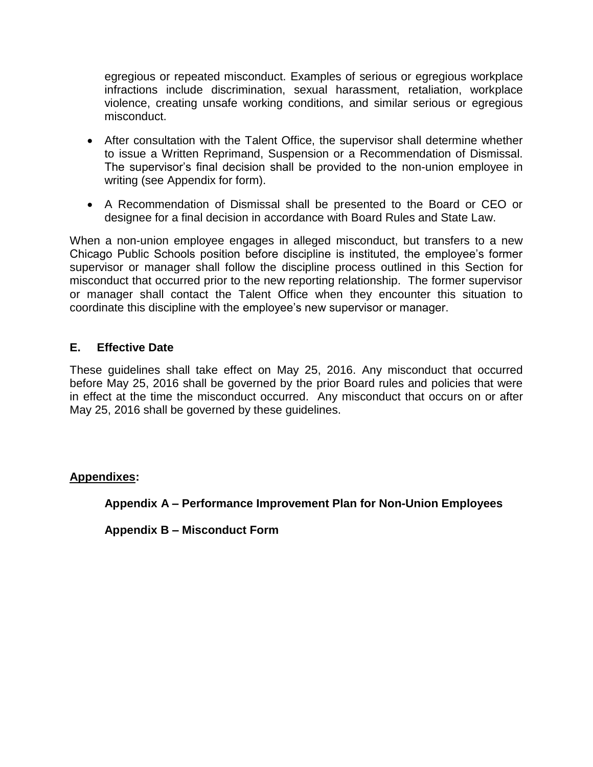egregious or repeated misconduct. Examples of serious or egregious workplace infractions include discrimination, sexual harassment, retaliation, workplace violence, creating unsafe working conditions, and similar serious or egregious misconduct.

- After consultation with the Talent Office, the supervisor shall determine whether to issue a Written Reprimand, Suspension or a Recommendation of Dismissal. The supervisor's final decision shall be provided to the non-union employee in writing (see Appendix for form).
- A Recommendation of Dismissal shall be presented to the Board or CEO or designee for a final decision in accordance with Board Rules and State Law.

When a non-union employee engages in alleged misconduct, but transfers to a new Chicago Public Schools position before discipline is instituted, the employee's former supervisor or manager shall follow the discipline process outlined in this Section for misconduct that occurred prior to the new reporting relationship. The former supervisor or manager shall contact the Talent Office when they encounter this situation to coordinate this discipline with the employee's new supervisor or manager.

### E. Effective Date

These guidelines shall take effect on May 25, 2016. Any misconduct that occurred before May 25, 2016 shall be governed by the prior Board rules and policies that were in effect at the time the misconduct occurred. Any misconduct that occurs on or after May 25, 2016 shall be governed by these guidelines.

**Appendixes:**

**Appendix A – Performance Improvement Plan for Non-Union Employees**

**Appendix B – Misconduct Form**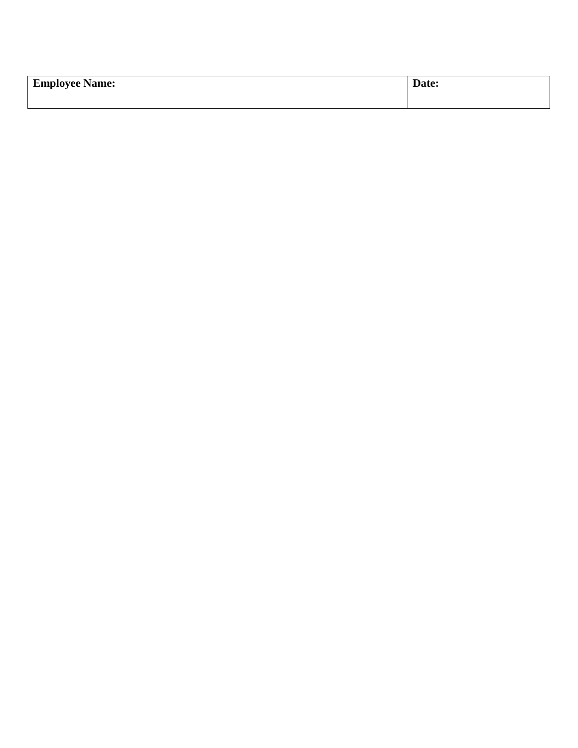| **Employee Name:** | **Date:** |
|---|---|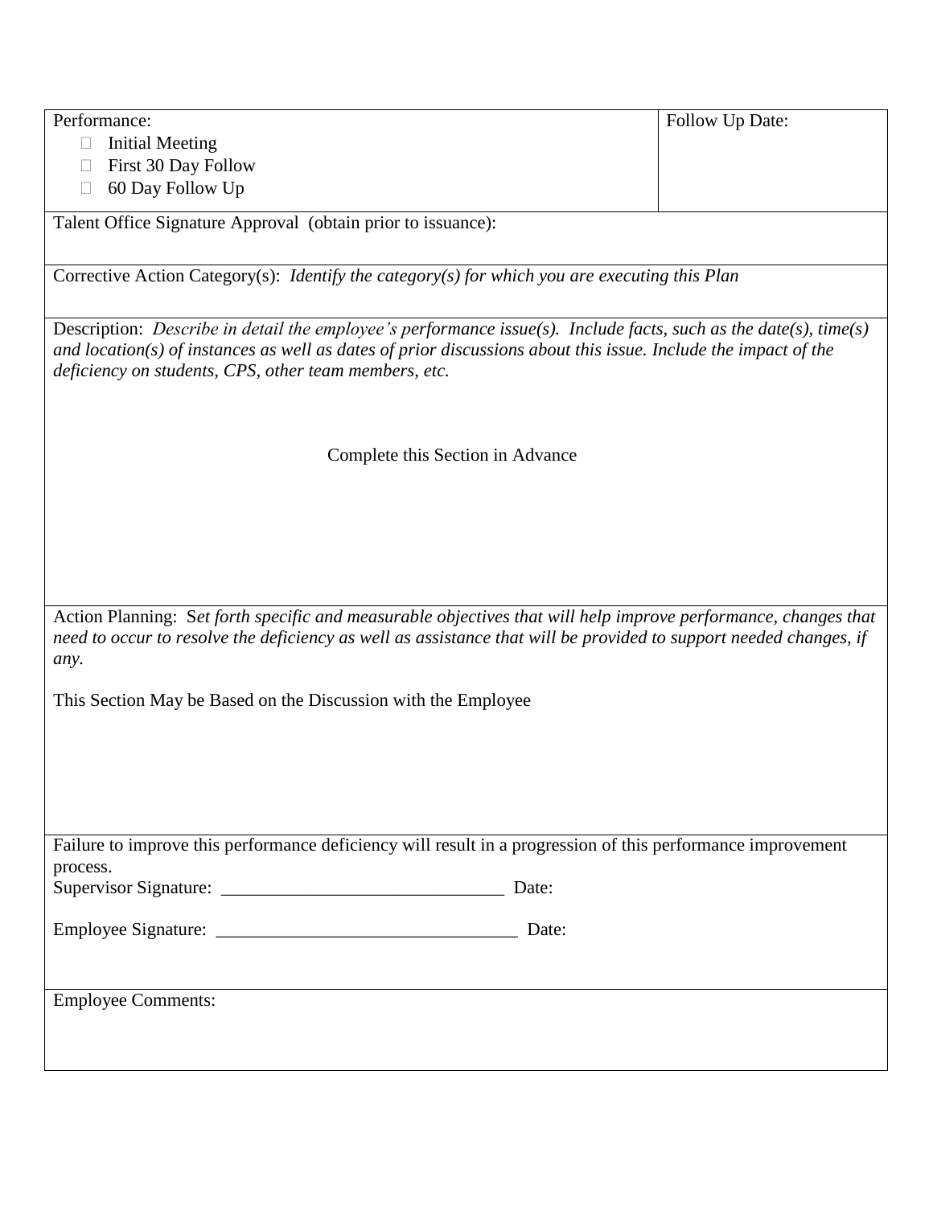| Performance:<br>☐ Initial Meeting<br>☐ First 30 Day Follow<br>☐ 60 Day Follow Up | Follow Up Date: |
|---|---|
| Talent Office Signature Approval (obtain prior to issuance): | |
| Corrective Action Category(s): *Identify the category(s) for which you are executing this Plan* | |
| Description: *Describe in detail the employee's performance issue(s). Include facts, such as the date(s), time(s) and location(s) of instances as well as dates of prior discussions about this issue. Include the impact of the deficiency on students, CPS, other team members, etc.*<br><br>Complete this Section in Advance | |
| Action Planning: S*et forth specific and measurable objectives that will help improve performance, changes that need to occur to resolve the deficiency as well as assistance that will be provided to support needed changes, if any.*<br><br>This Section May be Based on the Discussion with the Employee | |
| Failure to improve this performance deficiency will result in a progression of this performance improvement process.<br>Supervisor Signature: _______________________________ Date:<br><br>Employee Signature: _________________________________ Date: | |
| Employee Comments: | |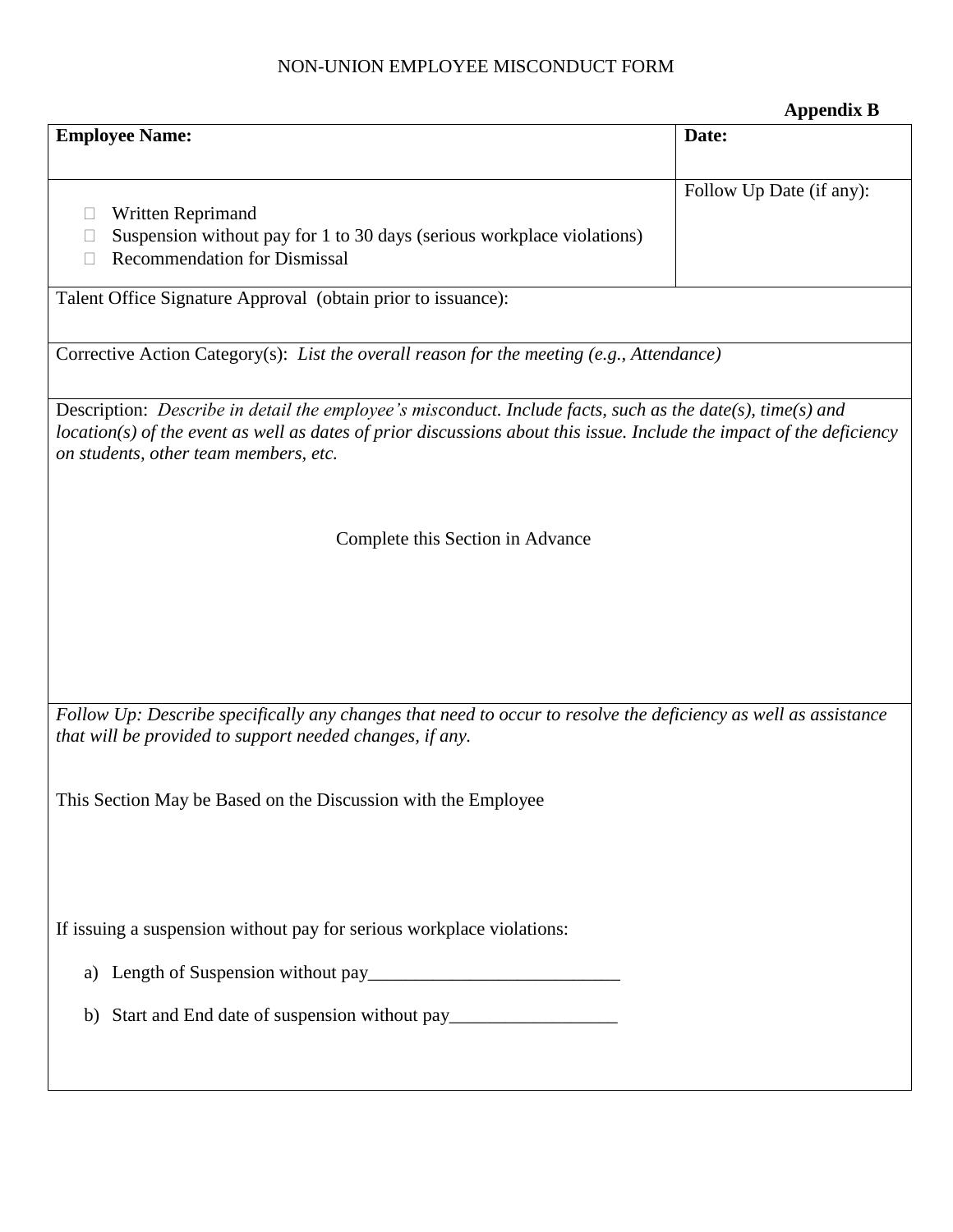NON-UNION EMPLOYEE MISCONDUCT FORM

**Appendix B**

| **Employee Name:** | **Date:** |
|---|---|
| ☐ Written Reprimand<br>☐ Suspension without pay for 1 to 30 days (serious workplace violations)<br>☐ Recommendation for Dismissal | Follow Up Date (if any): |
| Talent Office Signature Approval (obtain prior to issuance): | |
| Corrective Action Category(s): *List the overall reason for the meeting (e.g., Attendance)* | |
| Description: *Describe in detail the employee's misconduct. Include facts, such as the date(s), time(s) and location(s) of the event as well as dates of prior discussions about this issue. Include the impact of the deficiency on students, other team members, etc.*<br><br>Complete this Section in Advance | |
| *Follow Up: Describe specifically any changes that need to occur to resolve the deficiency as well as assistance that will be provided to support needed changes, if any.*<br><br>This Section May be Based on the Discussion with the Employee<br><br>If issuing a suspension without pay for serious workplace violations:<br><br>a) Length of Suspension without pay___________________________<br><br>b) Start and End date of suspension without pay__________________ | |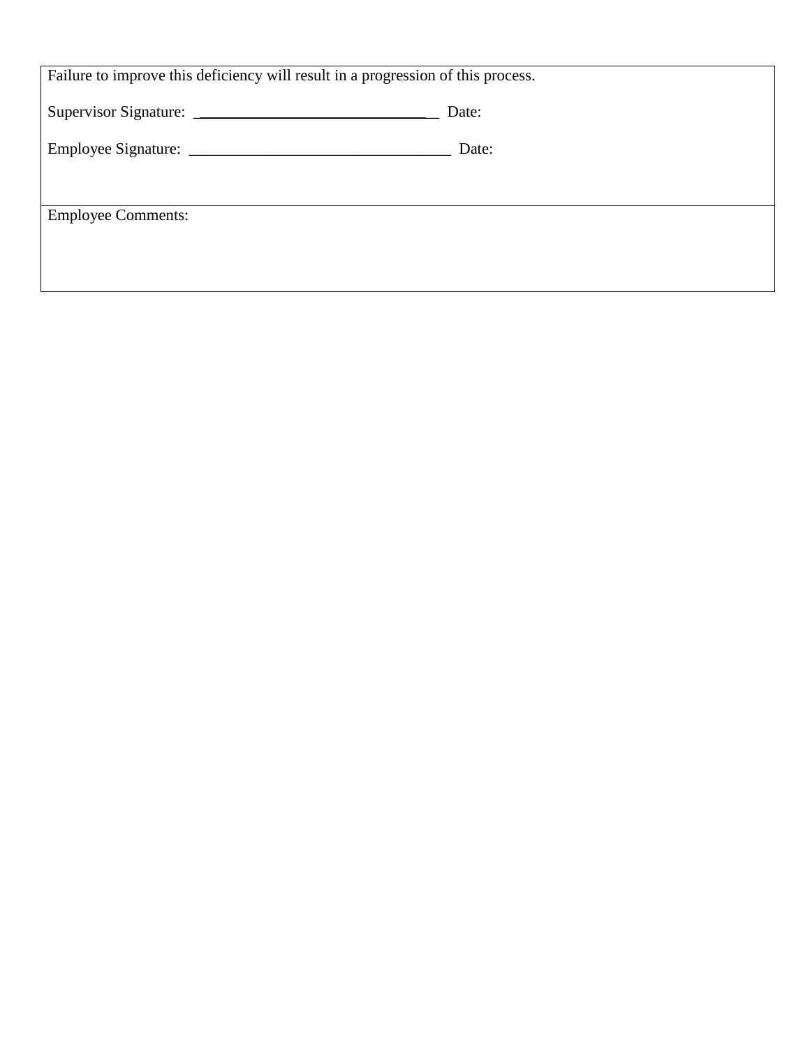| |
|---|
| Failure to improve this deficiency will result in a progression of this process.<br><br>Supervisor Signature: _________________________________ Date:<br><br>Employee Signature: _________________________________ Date: |
| Employee Comments: |